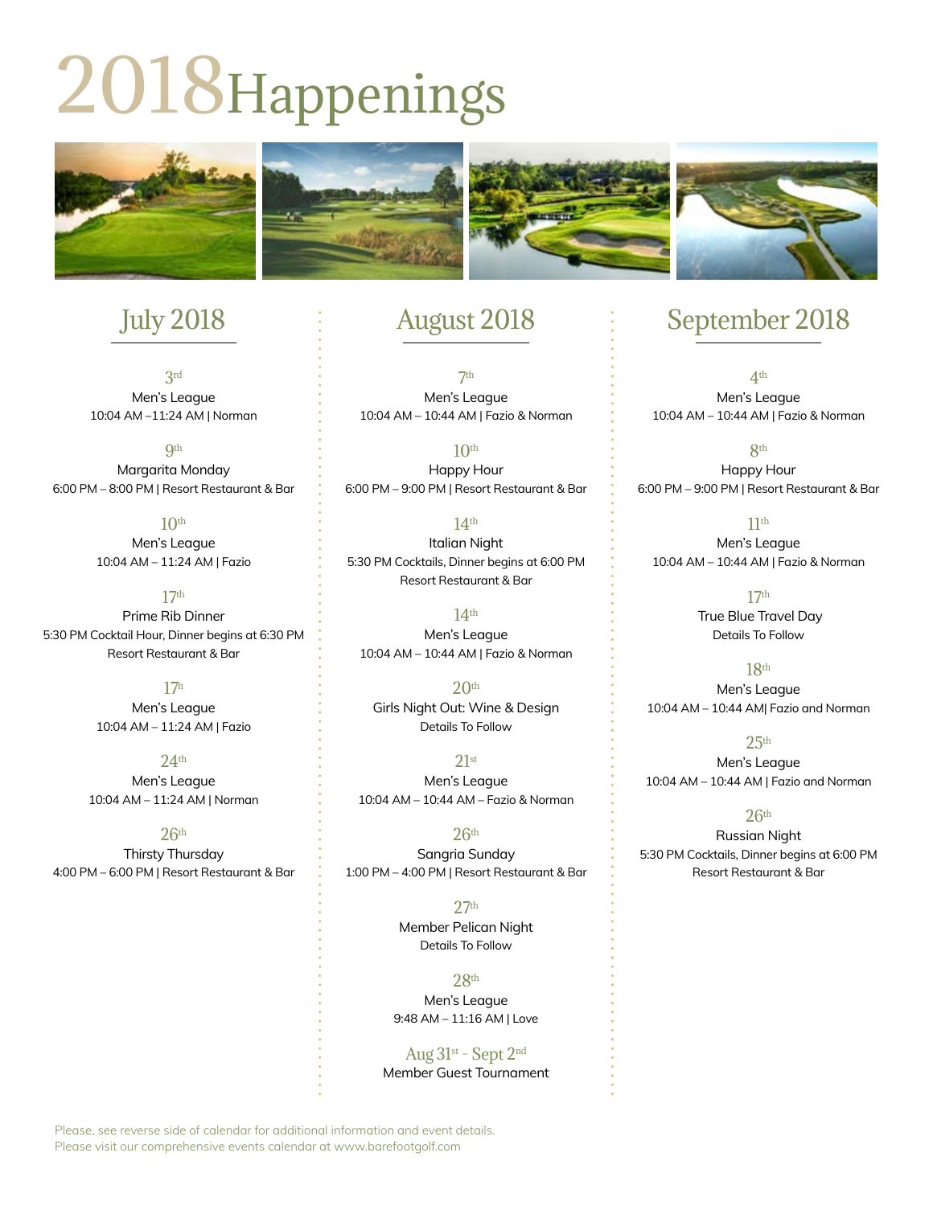# 2018 Happenings

## July 2018

**3rd**
Men's League
10:04 AM –11:24 AM | Norman

**9th**
Margarita Monday
6:00 PM – 8:00 PM | Resort Restaurant & Bar

**10th**
Men's League
10:04 AM – 11:24 AM | Fazio

**17th**
Prime Rib Dinner
5:30 PM Cocktail Hour, Dinner begins at 6:30 PM
Resort Restaurant & Bar

**17h**
Men's League
10:04 AM – 11:24 AM | Fazio

**24th**
Men's League
10:04 AM – 11:24 AM | Norman

**26th**
Thirsty Thursday
4:00 PM – 6:00 PM | Resort Restaurant & Bar

## August 2018

**7th**
Men's League
10:04 AM – 10:44 AM | Fazio & Norman

**10th**
Happy Hour
6:00 PM – 9:00 PM | Resort Restaurant & Bar

**14th**
Italian Night
5:30 PM Cocktails, Dinner begins at 6:00 PM
Resort Restaurant & Bar

**14th**
Men's League
10:04 AM – 10:44 AM | Fazio & Norman

**20th**
Girls Night Out: Wine & Design
Details To Follow

**21st**
Men's League
10:04 AM – 10:44 AM – Fazio & Norman

**26th**
Sangria Sunday
1:00 PM – 4:00 PM | Resort Restaurant & Bar

**27th**
Member Pelican Night
Details To Follow

**28th**
Men's League
9:48 AM – 11:16 AM | Love

**Aug 31st - Sept 2nd**
Member Guest Tournament

## September 2018

**4th**
Men's League
10:04 AM – 10:44 AM | Fazio & Norman

**8th**
Happy Hour
6:00 PM – 9:00 PM | Resort Restaurant & Bar

**11th**
Men's League
10:04 AM – 10:44 AM | Fazio & Norman

**17th**
True Blue Travel Day
Details To Follow

**18th**
Men's League
10:04 AM – 10:44 AM| Fazio and Norman

**25th**
Men's League
10:04 AM – 10:44 AM | Fazio and Norman

**26th**
Russian Night
5:30 PM Cocktails, Dinner begins at 6:00 PM
Resort Restaurant & Bar

Please, see reverse side of calendar for additional information and event details.
Please visit our comprehensive events calendar at www.barefootgolf.com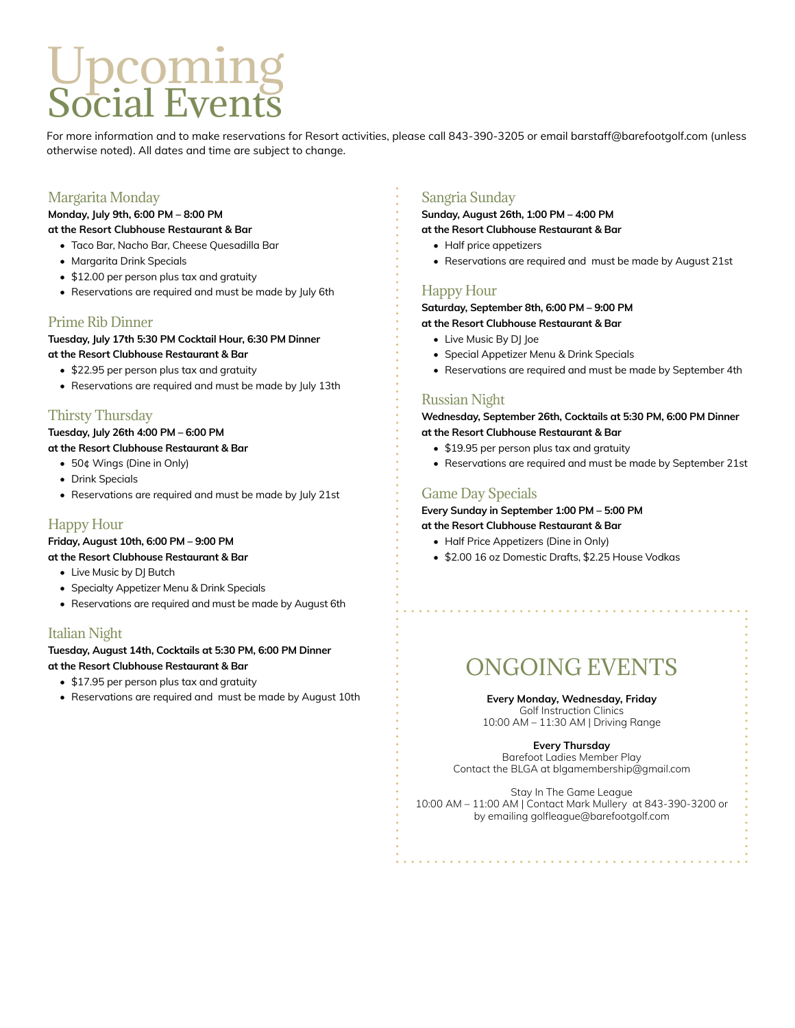# Upcoming Social Events

For more information and to make reservations for Resort activities, please call 843-390-3205 or email barstaff@barefootgolf.com (unless otherwise noted). All dates and time are subject to change.

## Margarita Monday

**Monday, July 9th, 6:00 PM – 8:00 PM**
**at the Resort Clubhouse Restaurant & Bar**

- Taco Bar, Nacho Bar, Cheese Quesadilla Bar
- Margarita Drink Specials
- $12.00 per person plus tax and gratuity
- Reservations are required and must be made by July 6th

## Prime Rib Dinner

**Tuesday, July 17th 5:30 PM Cocktail Hour, 6:30 PM Dinner**
**at the Resort Clubhouse Restaurant & Bar**

- $22.95 per person plus tax and gratuity
- Reservations are required and must be made by July 13th

## Thirsty Thursday

**Tuesday, July 26th 4:00 PM – 6:00 PM**
**at the Resort Clubhouse Restaurant & Bar**

- 50¢ Wings (Dine in Only)
- Drink Specials
- Reservations are required and must be made by July 21st

## Happy Hour

**Friday, August 10th, 6:00 PM – 9:00 PM**
**at the Resort Clubhouse Restaurant & Bar**

- Live Music by DJ Butch
- Specialty Appetizer Menu & Drink Specials
- Reservations are required and must be made by August 6th

## Italian Night

**Tuesday, August 14th, Cocktails at 5:30 PM, 6:00 PM Dinner**
**at the Resort Clubhouse Restaurant & Bar**

- $17.95 per person plus tax and gratuity
- Reservations are required and must be made by August 10th

## Sangria Sunday

**Sunday, August 26th, 1:00 PM – 4:00 PM**
**at the Resort Clubhouse Restaurant & Bar**

- Half price appetizers
- Reservations are required and must be made by August 21st

## Happy Hour

**Saturday, September 8th, 6:00 PM – 9:00 PM**
**at the Resort Clubhouse Restaurant & Bar**

- Live Music By DJ Joe
- Special Appetizer Menu & Drink Specials
- Reservations are required and must be made by September 4th

## Russian Night

**Wednesday, September 26th, Cocktails at 5:30 PM, 6:00 PM Dinner**
**at the Resort Clubhouse Restaurant & Bar**

- $19.95 per person plus tax and gratuity
- Reservations are required and must be made by September 21st

## Game Day Specials

**Every Sunday in September 1:00 PM – 5:00 PM**
**at the Resort Clubhouse Restaurant & Bar**

- Half Price Appetizers (Dine in Only)
- $2.00 16 oz Domestic Drafts, $2.25 House Vodkas

## ONGOING EVENTS

**Every Monday, Wednesday, Friday**
Golf Instruction Clinics
10:00 AM – 11:30 AM | Driving Range

**Every Thursday**
Barefoot Ladies Member Play
Contact the BLGA at blgamembership@gmail.com

Stay In The Game League
10:00 AM – 11:00 AM | Contact Mark Mullery at 843-390-3200 or by emailing golfleague@barefootgolf.com